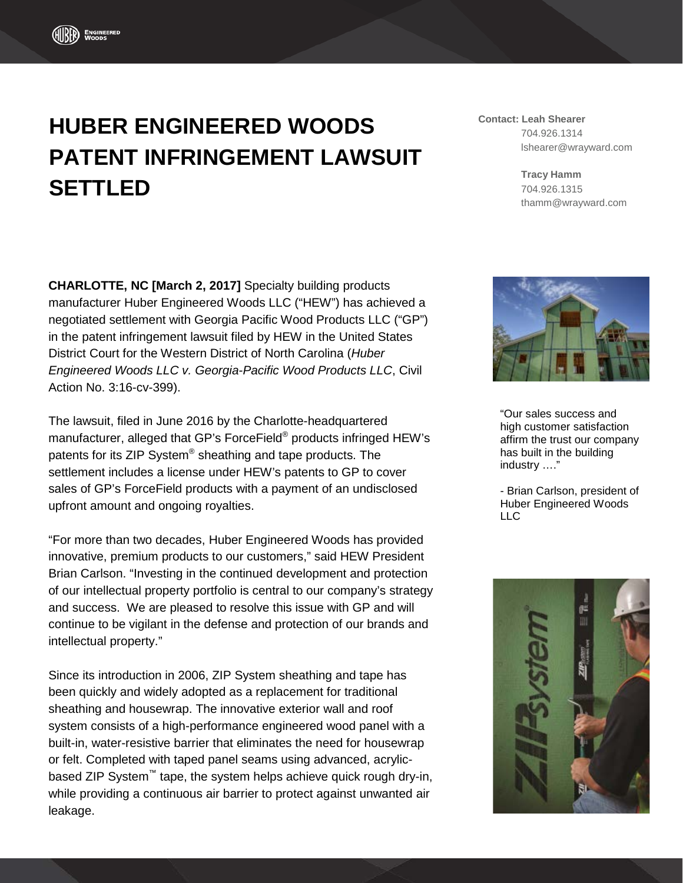# HUBER ENGINEERED WOODS PATENT INFRINGEMENT LAWSUIT SETTLED

**Contact: Leah Shearer**
704.926.1314
lshearer@wrayward.com

**Tracy Hamm**
704.926.1315
thamm@wrayward.com

**CHARLOTTE, NC [March 2, 2017]** Specialty building products manufacturer Huber Engineered Woods LLC ("HEW") has achieved a negotiated settlement with Georgia Pacific Wood Products LLC ("GP") in the patent infringement lawsuit filed by HEW in the United States District Court for the Western District of North Carolina (*Huber Engineered Woods LLC v. Georgia-Pacific Wood Products LLC*, Civil Action No. 3:16-cv-399).

The lawsuit, filed in June 2016 by the Charlotte-headquartered manufacturer, alleged that GP's ForceField® products infringed HEW's patents for its ZIP System® sheathing and tape products. The settlement includes a license under HEW's patents to GP to cover sales of GP's ForceField products with a payment of an undisclosed upfront amount and ongoing royalties.

"For more than two decades, Huber Engineered Woods has provided innovative, premium products to our customers," said HEW President Brian Carlson. "Investing in the continued development and protection of our intellectual property portfolio is central to our company's strategy and success. We are pleased to resolve this issue with GP and will continue to be vigilant in the defense and protection of our brands and intellectual property."

> "Our sales success and high customer satisfaction affirm the trust our company has built in the building industry …."
>
> - Brian Carlson, president of Huber Engineered Woods LLC

Since its introduction in 2006, ZIP System sheathing and tape has been quickly and widely adopted as a replacement for traditional sheathing and housewrap. The innovative exterior wall and roof system consists of a high-performance engineered wood panel with a built-in, water-resistive barrier that eliminates the need for housewrap or felt. Completed with taped panel seams using advanced, acrylic-based ZIP System™ tape, the system helps achieve quick rough dry-in, while providing a continuous air barrier to protect against unwanted air leakage.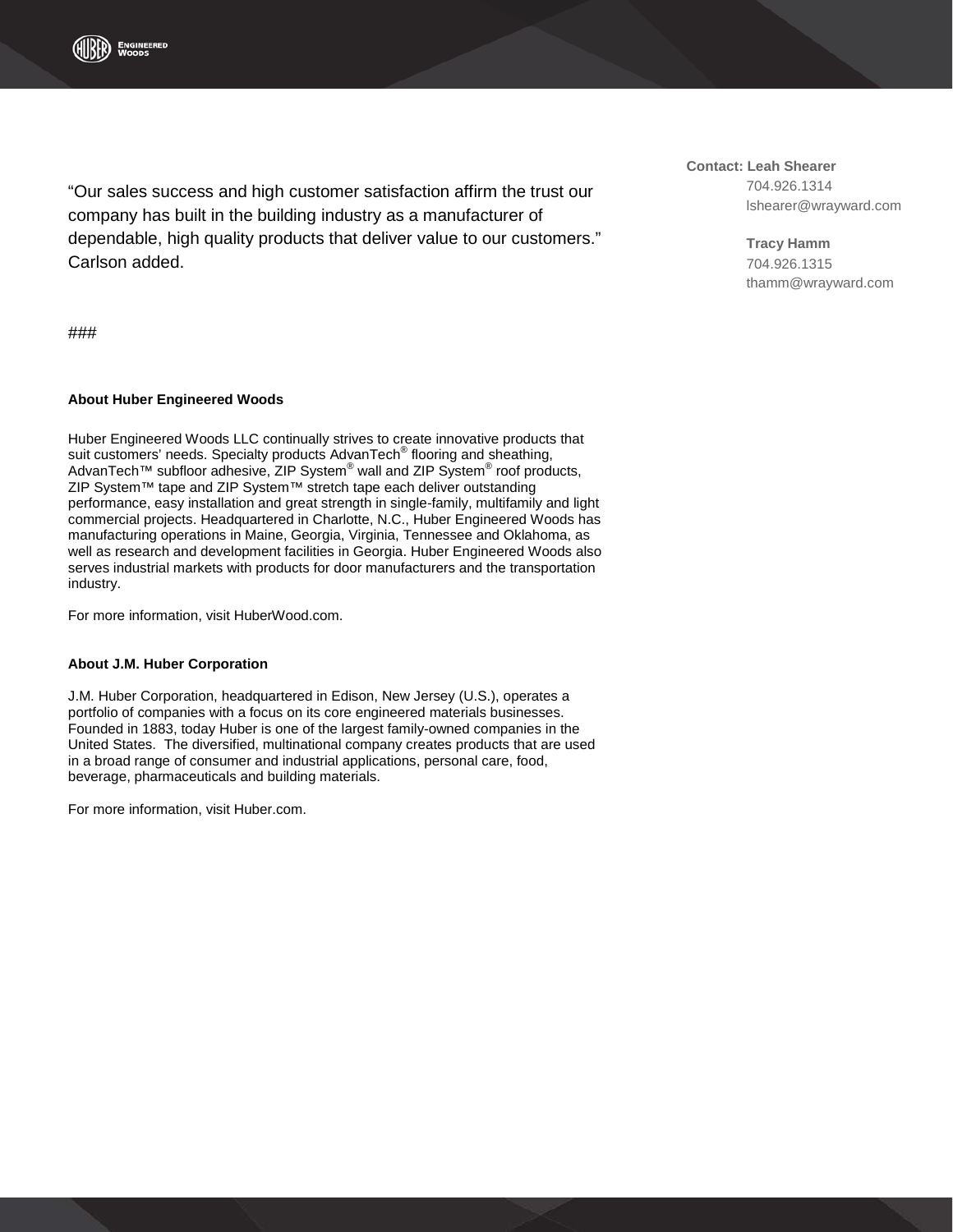**Contact:** Leah Shearer
704.926.1314
lshearer@wrayward.com

Tracy Hamm
704.926.1315
thamm@wrayward.com

"Our sales success and high customer satisfaction affirm the trust our company has built in the building industry as a manufacturer of dependable, high quality products that deliver value to our customers." Carlson added.

###

**About Huber Engineered Woods**

Huber Engineered Woods LLC continually strives to create innovative products that suit customers' needs. Specialty products AdvanTech® flooring and sheathing, AdvanTech™ subfloor adhesive, ZIP System® wall and ZIP System® roof products, ZIP System™ tape and ZIP System™ stretch tape each deliver outstanding performance, easy installation and great strength in single-family, multifamily and light commercial projects. Headquartered in Charlotte, N.C., Huber Engineered Woods has manufacturing operations in Maine, Georgia, Virginia, Tennessee and Oklahoma, as well as research and development facilities in Georgia. Huber Engineered Woods also serves industrial markets with products for door manufacturers and the transportation industry.

For more information, visit HuberWood.com.

**About J.M. Huber Corporation**

J.M. Huber Corporation, headquartered in Edison, New Jersey (U.S.), operates a portfolio of companies with a focus on its core engineered materials businesses. Founded in 1883, today Huber is one of the largest family-owned companies in the United States. The diversified, multinational company creates products that are used in a broad range of consumer and industrial applications, personal care, food, beverage, pharmaceuticals and building materials.

For more information, visit Huber.com.